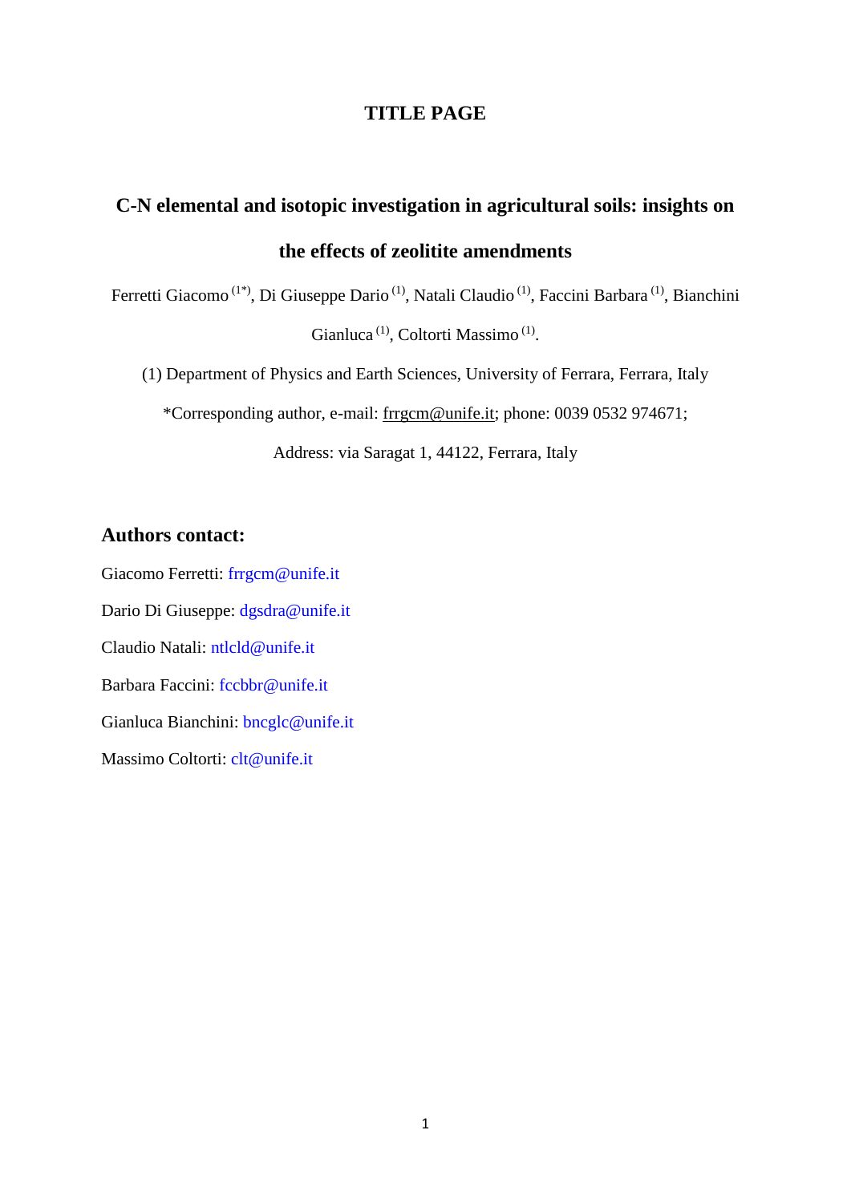# TITLE PAGE

## C-N elemental and isotopic investigation in agricultural soils: insights on the effects of zeolitite amendments

Ferretti Giacomo [1*], Di Giuseppe Dario [1], Natali Claudio [1], Faccini Barbara [1], Bianchini Gianluca [1], Coltorti Massimo [1].

(1) Department of Physics and Earth Sciences, University of Ferrara, Ferrara, Italy

*Corresponding author, e-mail: frrgcm@unife.it; phone: 0039 0532 974671;

Address: via Saragat 1, 44122, Ferrara, Italy

### Authors contact:

Giacomo Ferretti: frrgcm@unife.it

Dario Di Giuseppe: dgsdra@unife.it

Claudio Natali: ntlcld@unife.it

Barbara Faccini: fccbbr@unife.it

Gianluca Bianchini: bncglc@unife.it

Massimo Coltorti: clt@unife.it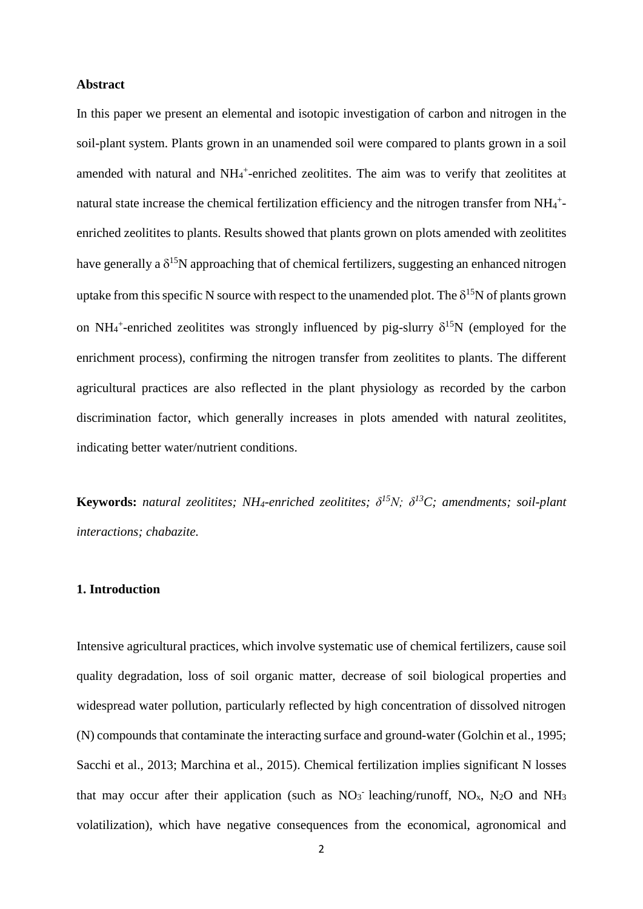## Abstract

In this paper we present an elemental and isotopic investigation of carbon and nitrogen in the soil-plant system. Plants grown in an unamended soil were compared to plants grown in a soil amended with natural and $NH_4^+$-enriched zeolitites. The aim was to verify that zeolitites at natural state increase the chemical fertilization efficiency and the nitrogen transfer from $NH_4^+$-enriched zeolitites to plants. Results showed that plants grown on plots amended with zeolitites have generally a $\delta^{15}N$ approaching that of chemical fertilizers, suggesting an enhanced nitrogen uptake from this specific N source with respect to the unamended plot. The $\delta^{15}N$ of plants grown on $NH_4^+$-enriched zeolitites was strongly influenced by pig-slurry $\delta^{15}N$ (employed for the enrichment process), confirming the nitrogen transfer from zeolitites to plants. The different agricultural practices are also reflected in the plant physiology as recorded by the carbon discrimination factor, which generally increases in plots amended with natural zeolitites, indicating better water/nutrient conditions.

**Keywords:** *natural zeolitites; $NH_4$-enriched zeolitites; $\delta^{15}N$; $\delta^{13}C$; amendments; soil-plant interactions; chabazite.*

## 1. Introduction

Intensive agricultural practices, which involve systematic use of chemical fertilizers, cause soil quality degradation, loss of soil organic matter, decrease of soil biological properties and widespread water pollution, particularly reflected by high concentration of dissolved nitrogen (N) compounds that contaminate the interacting surface and ground-water (Golchin et al., 1995; Sacchi et al., 2013; Marchina et al., 2015). Chemical fertilization implies significant N losses that may occur after their application (such as $NO_3^-$ leaching/runoff, $NO_x$, $N_2O$ and $NH_3$ volatilization), which have negative consequences from the economical, agronomical and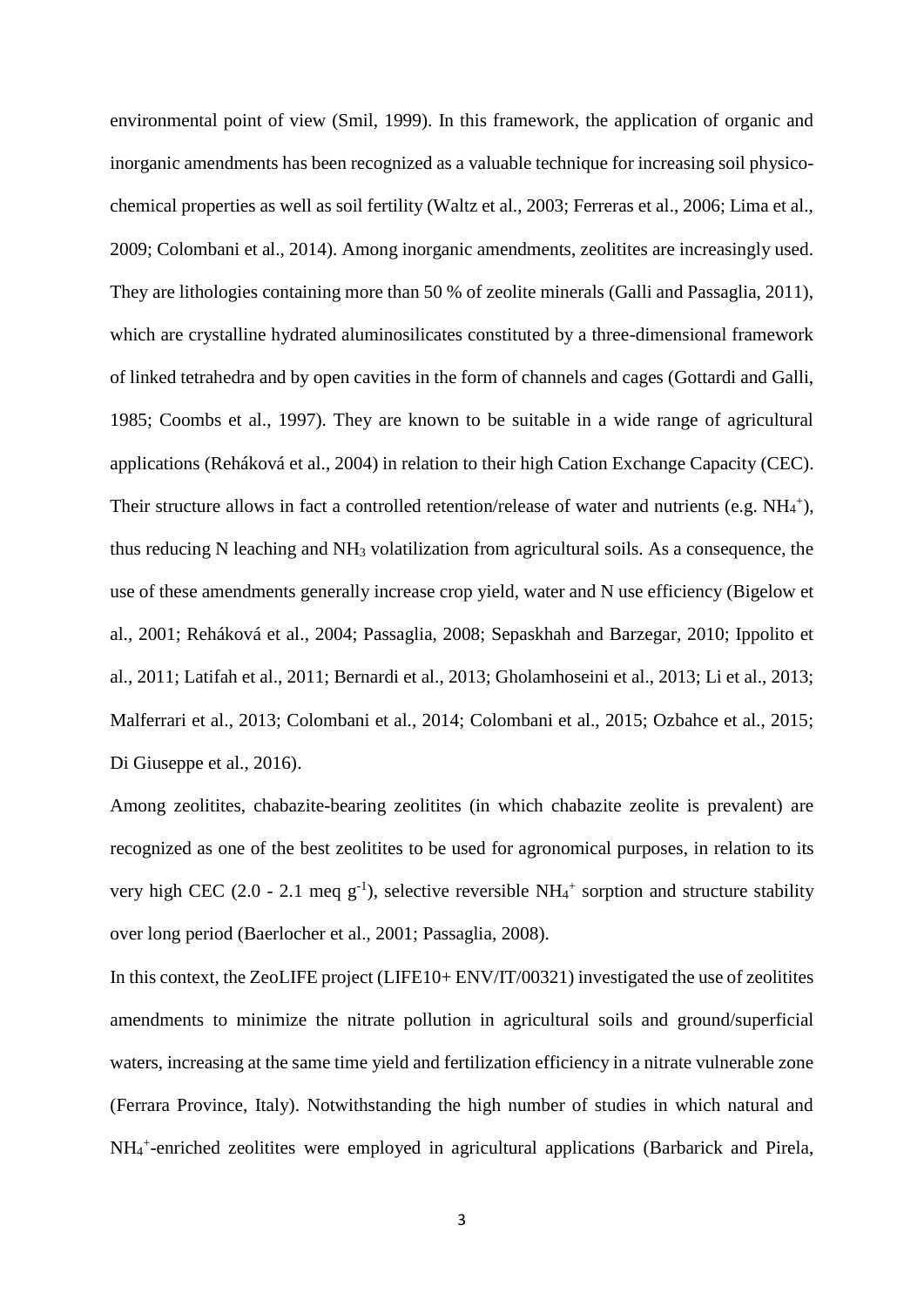environmental point of view (Smil, 1999). In this framework, the application of organic and inorganic amendments has been recognized as a valuable technique for increasing soil physico-chemical properties as well as soil fertility (Waltz et al., 2003; Ferreras et al., 2006; Lima et al., 2009; Colombani et al., 2014). Among inorganic amendments, zeolitites are increasingly used. They are lithologies containing more than 50 % of zeolite minerals (Galli and Passaglia, 2011), which are crystalline hydrated aluminosilicates constituted by a three-dimensional framework of linked tetrahedra and by open cavities in the form of channels and cages (Gottardi and Galli, 1985; Coombs et al., 1997). They are known to be suitable in a wide range of agricultural applications (Reháková et al., 2004) in relation to their high Cation Exchange Capacity (CEC). Their structure allows in fact a controlled retention/release of water and nutrients (e.g. $NH_4^+$), thus reducing N leaching and $NH_3$ volatilization from agricultural soils. As a consequence, the use of these amendments generally increase crop yield, water and N use efficiency (Bigelow et al., 2001; Reháková et al., 2004; Passaglia, 2008; Sepaskhah and Barzegar, 2010; Ippolito et al., 2011; Latifah et al., 2011; Bernardi et al., 2013; Gholamhoseini et al., 2013; Li et al., 2013; Malferrari et al., 2013; Colombani et al., 2014; Colombani et al., 2015; Ozbahce et al., 2015; Di Giuseppe et al., 2016).

Among zeolitites, chabazite-bearing zeolitites (in which chabazite zeolite is prevalent) are recognized as one of the best zeolitites to be used for agronomical purposes, in relation to its very high CEC (2.0 - 2.1 meq $g^{-1}$), selective reversible $NH_4^+$ sorption and structure stability over long period (Baerlocher et al., 2001; Passaglia, 2008).

In this context, the ZeoLIFE project (LIFE10+ ENV/IT/00321) investigated the use of zeolitites amendments to minimize the nitrate pollution in agricultural soils and ground/superficial waters, increasing at the same time yield and fertilization efficiency in a nitrate vulnerable zone (Ferrara Province, Italy). Notwithstanding the high number of studies in which natural and $NH_4^+$-enriched zeolitites were employed in agricultural applications (Barbarick and Pirela,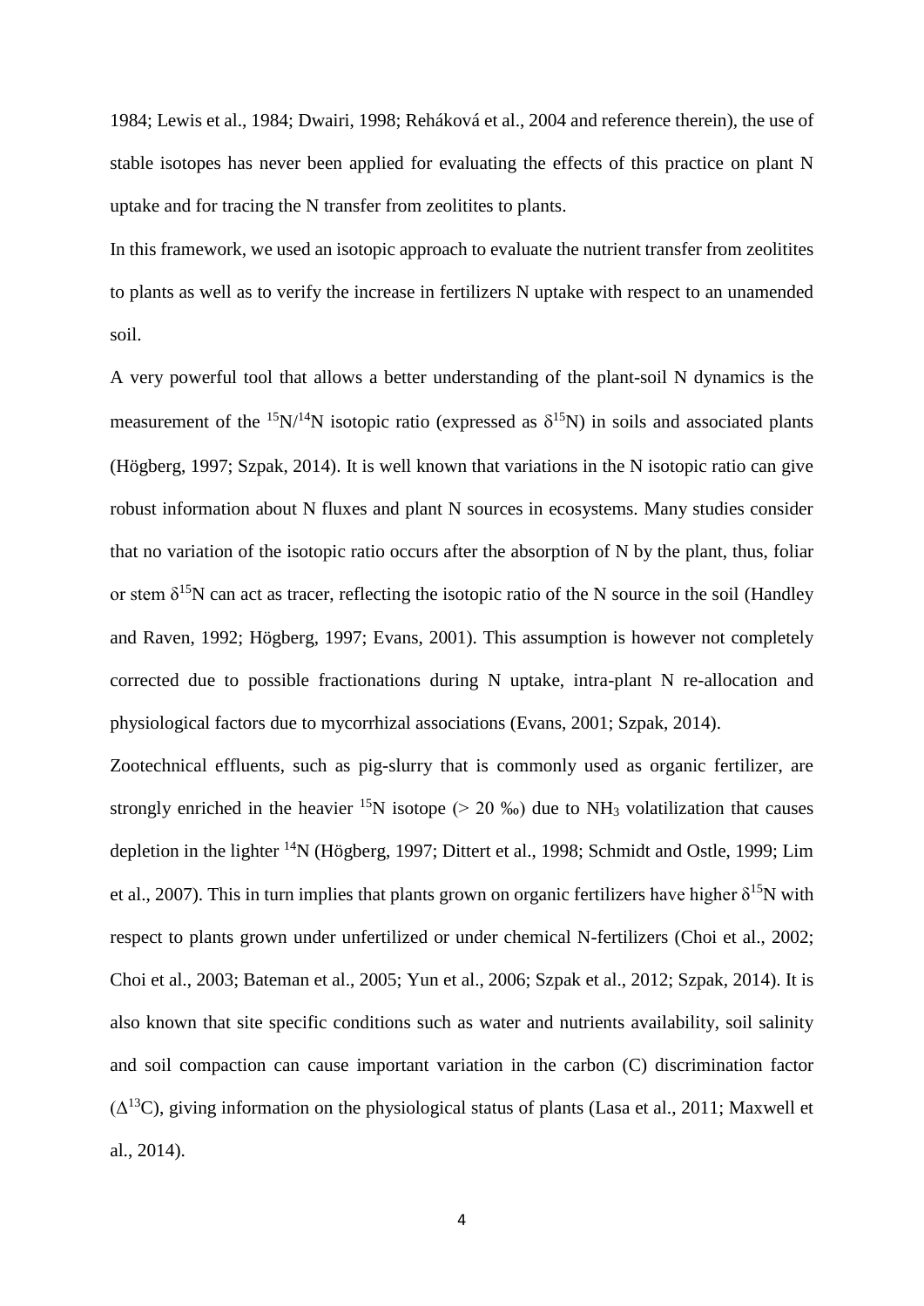1984; Lewis et al., 1984; Dwairi, 1998; Reháková et al., 2004 and reference therein), the use of stable isotopes has never been applied for evaluating the effects of this practice on plant N uptake and for tracing the N transfer from zeolitites to plants.

In this framework, we used an isotopic approach to evaluate the nutrient transfer from zeolitites to plants as well as to verify the increase in fertilizers N uptake with respect to an unamended soil.

A very powerful tool that allows a better understanding of the plant-soil N dynamics is the measurement of the $^{15}N/^{14}N$ isotopic ratio (expressed as $\delta^{15}N$) in soils and associated plants (Högberg, 1997; Szpak, 2014). It is well known that variations in the N isotopic ratio can give robust information about N fluxes and plant N sources in ecosystems. Many studies consider that no variation of the isotopic ratio occurs after the absorption of N by the plant, thus, foliar or stem $\delta^{15}N$ can act as tracer, reflecting the isotopic ratio of the N source in the soil (Handley and Raven, 1992; Högberg, 1997; Evans, 2001). This assumption is however not completely corrected due to possible fractionations during N uptake, intra-plant N re-allocation and physiological factors due to mycorrhizal associations (Evans, 2001; Szpak, 2014).

Zootechnical effluents, such as pig-slurry that is commonly used as organic fertilizer, are strongly enriched in the heavier $^{15}N$ isotope (> 20 ‰) due to $NH_3$ volatilization that causes depletion in the lighter $^{14}N$ (Högberg, 1997; Dittert et al., 1998; Schmidt and Ostle, 1999; Lim et al., 2007). This in turn implies that plants grown on organic fertilizers have higher $\delta^{15}N$ with respect to plants grown under unfertilized or under chemical N-fertilizers (Choi et al., 2002; Choi et al., 2003; Bateman et al., 2005; Yun et al., 2006; Szpak et al., 2012; Szpak, 2014). It is also known that site specific conditions such as water and nutrients availability, soil salinity and soil compaction can cause important variation in the carbon (C) discrimination factor ($\Delta^{13}C$), giving information on the physiological status of plants (Lasa et al., 2011; Maxwell et al., 2014).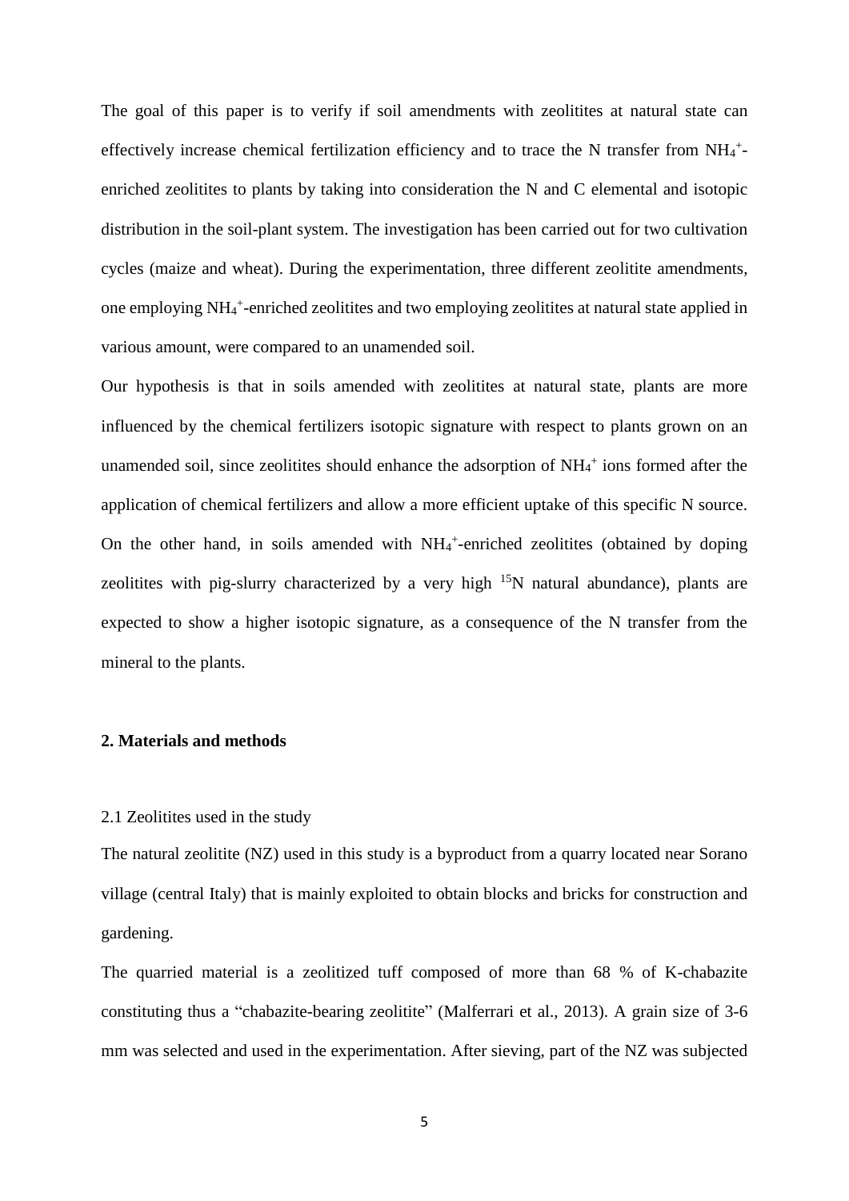The goal of this paper is to verify if soil amendments with zeolitites at natural state can effectively increase chemical fertilization efficiency and to trace the N transfer from $NH_4^+$-enriched zeolitites to plants by taking into consideration the N and C elemental and isotopic distribution in the soil-plant system. The investigation has been carried out for two cultivation cycles (maize and wheat). During the experimentation, three different zeolitite amendments, one employing $NH_4^+$-enriched zeolitites and two employing zeolitites at natural state applied in various amount, were compared to an unamended soil.

Our hypothesis is that in soils amended with zeolitites at natural state, plants are more influenced by the chemical fertilizers isotopic signature with respect to plants grown on an unamended soil, since zeolitites should enhance the adsorption of $NH_4^+$ ions formed after the application of chemical fertilizers and allow a more efficient uptake of this specific N source. On the other hand, in soils amended with $NH_4^+$-enriched zeolitites (obtained by doping zeolitites with pig-slurry characterized by a very high $^{15}N$ natural abundance), plants are expected to show a higher isotopic signature, as a consequence of the N transfer from the mineral to the plants.

## 2. Materials and methods

### 2.1 Zeolitites used in the study

The natural zeolitite (NZ) used in this study is a byproduct from a quarry located near Sorano village (central Italy) that is mainly exploited to obtain blocks and bricks for construction and gardening.

The quarried material is a zeolitized tuff composed of more than 68 % of K-chabazite constituting thus a "chabazite-bearing zeolitite" (Malferrari et al., 2013). A grain size of 3-6 mm was selected and used in the experimentation. After sieving, part of the NZ was subjected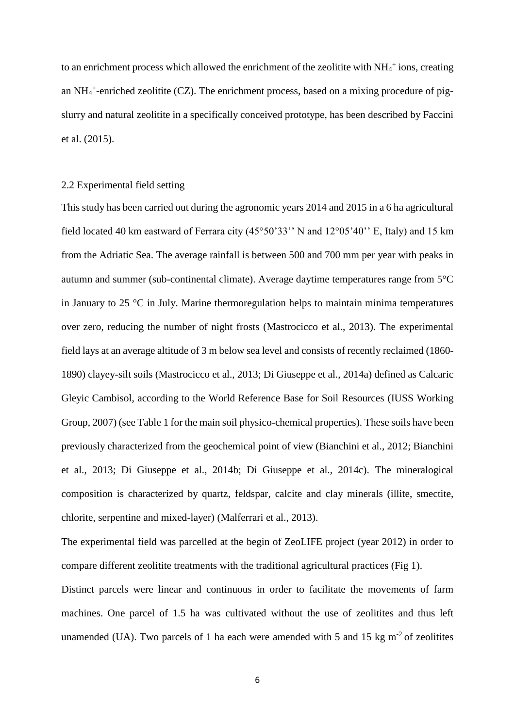to an enrichment process which allowed the enrichment of the zeolitite with $NH_4^+$ ions, creating an $NH_4^+$-enriched zeolitite (CZ). The enrichment process, based on a mixing procedure of pig-slurry and natural zeolitite in a specifically conceived prototype, has been described by Faccini et al. (2015).

## 2.2 Experimental field setting

This study has been carried out during the agronomic years 2014 and 2015 in a 6 ha agricultural field located 40 km eastward of Ferrara city (45°50'33'' N and 12°05'40'' E, Italy) and 15 km from the Adriatic Sea. The average rainfall is between 500 and 700 mm per year with peaks in autumn and summer (sub-continental climate). Average daytime temperatures range from 5°C in January to 25 °C in July. Marine thermoregulation helps to maintain minima temperatures over zero, reducing the number of night frosts (Mastrocicco et al., 2013). The experimental field lays at an average altitude of 3 m below sea level and consists of recently reclaimed (1860-1890) clayey-silt soils (Mastrocicco et al., 2013; Di Giuseppe et al., 2014a) defined as Calcaric Gleyic Cambisol, according to the World Reference Base for Soil Resources (IUSS Working Group, 2007) (see Table 1 for the main soil physico-chemical properties). These soils have been previously characterized from the geochemical point of view (Bianchini et al., 2012; Bianchini et al., 2013; Di Giuseppe et al., 2014b; Di Giuseppe et al., 2014c). The mineralogical composition is characterized by quartz, feldspar, calcite and clay minerals (illite, smectite, chlorite, serpentine and mixed-layer) (Malferrari et al., 2013).

The experimental field was parcelled at the begin of ZeoLIFE project (year 2012) in order to compare different zeolitite treatments with the traditional agricultural practices (Fig 1).

Distinct parcels were linear and continuous in order to facilitate the movements of farm machines. One parcel of 1.5 ha was cultivated without the use of zeolitites and thus left unamended (UA). Two parcels of 1 ha each were amended with 5 and 15 kg $m^{-2}$ of zeolitites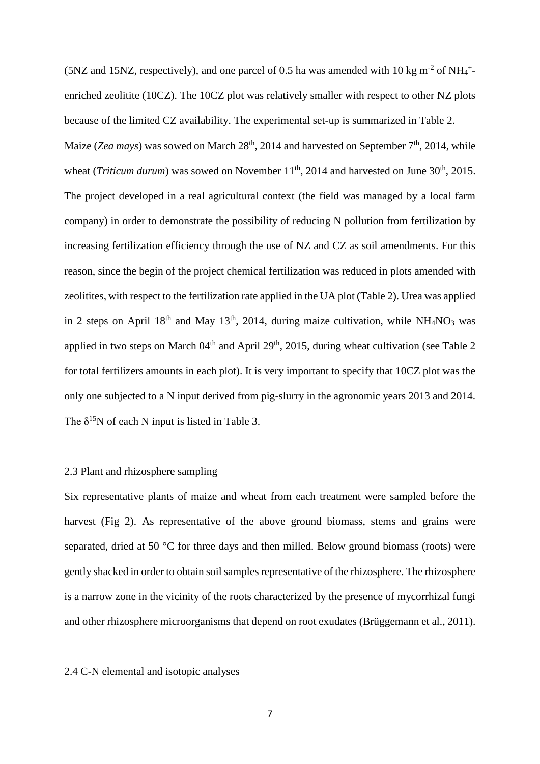(5NZ and 15NZ, respectively), and one parcel of 0.5 ha was amended with 10 kg $m^{-2}$ of $NH_4^+$-enriched zeolitite (10CZ). The 10CZ plot was relatively smaller with respect to other NZ plots because of the limited CZ availability. The experimental set-up is summarized in Table 2.

Maize (*Zea mays*) was sowed on March 28th, 2014 and harvested on September 7th, 2014, while wheat (*Triticum durum*) was sowed on November 11th, 2014 and harvested on June 30th, 2015. The project developed in a real agricultural context (the field was managed by a local farm company) in order to demonstrate the possibility of reducing N pollution from fertilization by increasing fertilization efficiency through the use of NZ and CZ as soil amendments. For this reason, since the begin of the project chemical fertilization was reduced in plots amended with zeolitites, with respect to the fertilization rate applied in the UA plot (Table 2). Urea was applied in 2 steps on April 18th and May 13th, 2014, during maize cultivation, while $NH_4NO_3$ was applied in two steps on March 04th and April 29th, 2015, during wheat cultivation (see Table 2 for total fertilizers amounts in each plot). It is very important to specify that 10CZ plot was the only one subjected to a N input derived from pig-slurry in the agronomic years 2013 and 2014. The $\delta^{15}N$ of each N input is listed in Table 3.

## 2.3 Plant and rhizosphere sampling

Six representative plants of maize and wheat from each treatment were sampled before the harvest (Fig 2). As representative of the above ground biomass, stems and grains were separated, dried at 50 °C for three days and then milled. Below ground biomass (roots) were gently shacked in order to obtain soil samples representative of the rhizosphere. The rhizosphere is a narrow zone in the vicinity of the roots characterized by the presence of mycorrhizal fungi and other rhizosphere microorganisms that depend on root exudates (Brüggemann et al., 2011).

## 2.4 C-N elemental and isotopic analyses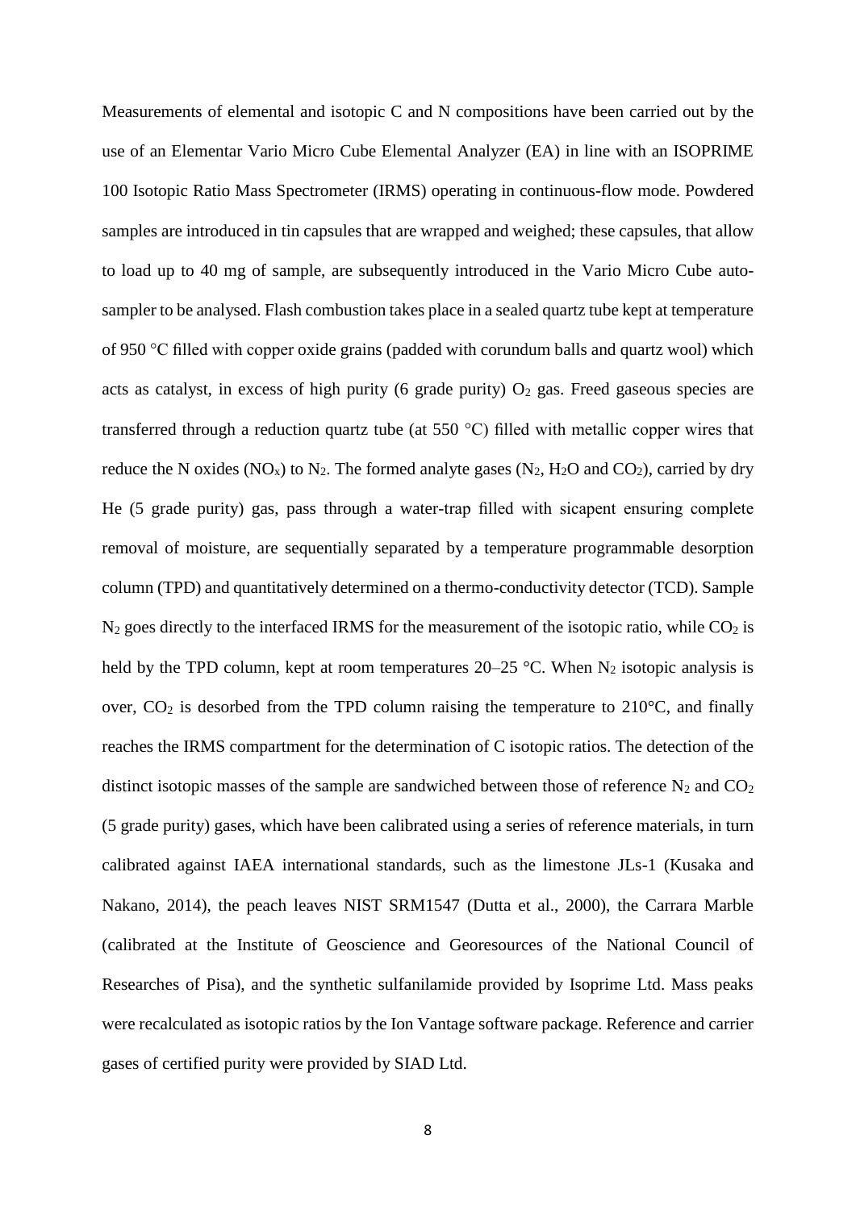Measurements of elemental and isotopic C and N compositions have been carried out by the use of an Elementar Vario Micro Cube Elemental Analyzer (EA) in line with an ISOPRIME 100 Isotopic Ratio Mass Spectrometer (IRMS) operating in continuous-flow mode. Powdered samples are introduced in tin capsules that are wrapped and weighed; these capsules, that allow to load up to 40 mg of sample, are subsequently introduced in the Vario Micro Cube auto-sampler to be analysed. Flash combustion takes place in a sealed quartz tube kept at temperature of 950 °C filled with copper oxide grains (padded with corundum balls and quartz wool) which acts as catalyst, in excess of high purity (6 grade purity) $O_2$ gas. Freed gaseous species are transferred through a reduction quartz tube (at 550 °C) filled with metallic copper wires that reduce the N oxides ($NO_x$) to $N_2$. The formed analyte gases ($N_2$, $H_2O$ and $CO_2$), carried by dry He (5 grade purity) gas, pass through a water-trap filled with sicapent ensuring complete removal of moisture, are sequentially separated by a temperature programmable desorption column (TPD) and quantitatively determined on a thermo-conductivity detector (TCD). Sample $N_2$ goes directly to the interfaced IRMS for the measurement of the isotopic ratio, while $CO_2$ is held by the TPD column, kept at room temperatures 20–25 °C. When $N_2$ isotopic analysis is over, $CO_2$ is desorbed from the TPD column raising the temperature to 210°C, and finally reaches the IRMS compartment for the determination of C isotopic ratios. The detection of the distinct isotopic masses of the sample are sandwiched between those of reference $N_2$ and $CO_2$ (5 grade purity) gases, which have been calibrated using a series of reference materials, in turn calibrated against IAEA international standards, such as the limestone JLs-1 (Kusaka and Nakano, 2014), the peach leaves NIST SRM1547 (Dutta et al., 2000), the Carrara Marble (calibrated at the Institute of Geoscience and Georesources of the National Council of Researches of Pisa), and the synthetic sulfanilamide provided by Isoprime Ltd. Mass peaks were recalculated as isotopic ratios by the Ion Vantage software package. Reference and carrier gases of certified purity were provided by SIAD Ltd.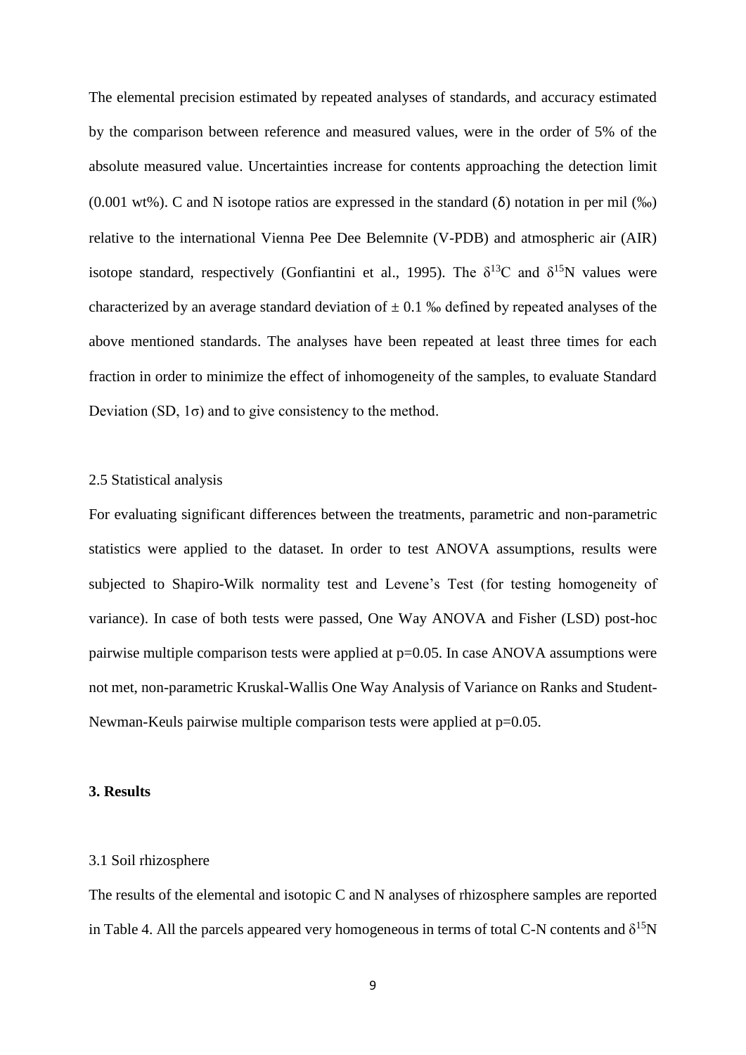The elemental precision estimated by repeated analyses of standards, and accuracy estimated by the comparison between reference and measured values, were in the order of 5% of the absolute measured value. Uncertainties increase for contents approaching the detection limit (0.001 wt%). C and N isotope ratios are expressed in the standard (δ) notation in per mil (‰) relative to the international Vienna Pee Dee Belemnite (V-PDB) and atmospheric air (AIR) isotope standard, respectively (Gonfiantini et al., 1995). The $\delta^{13}C$ and $\delta^{15}N$ values were characterized by an average standard deviation of ± 0.1 ‰ defined by repeated analyses of the above mentioned standards. The analyses have been repeated at least three times for each fraction in order to minimize the effect of inhomogeneity of the samples, to evaluate Standard Deviation (SD, 1σ) and to give consistency to the method.

2.5 Statistical analysis

For evaluating significant differences between the treatments, parametric and non-parametric statistics were applied to the dataset. In order to test ANOVA assumptions, results were subjected to Shapiro-Wilk normality test and Levene's Test (for testing homogeneity of variance). In case of both tests were passed, One Way ANOVA and Fisher (LSD) post-hoc pairwise multiple comparison tests were applied at $p=0.05$. In case ANOVA assumptions were not met, non-parametric Kruskal-Wallis One Way Analysis of Variance on Ranks and Student-Newman-Keuls pairwise multiple comparison tests were applied at $p=0.05$.

## 3. Results

3.1 Soil rhizosphere

The results of the elemental and isotopic C and N analyses of rhizosphere samples are reported in Table 4. All the parcels appeared very homogeneous in terms of total C-N contents and $\delta^{15}N$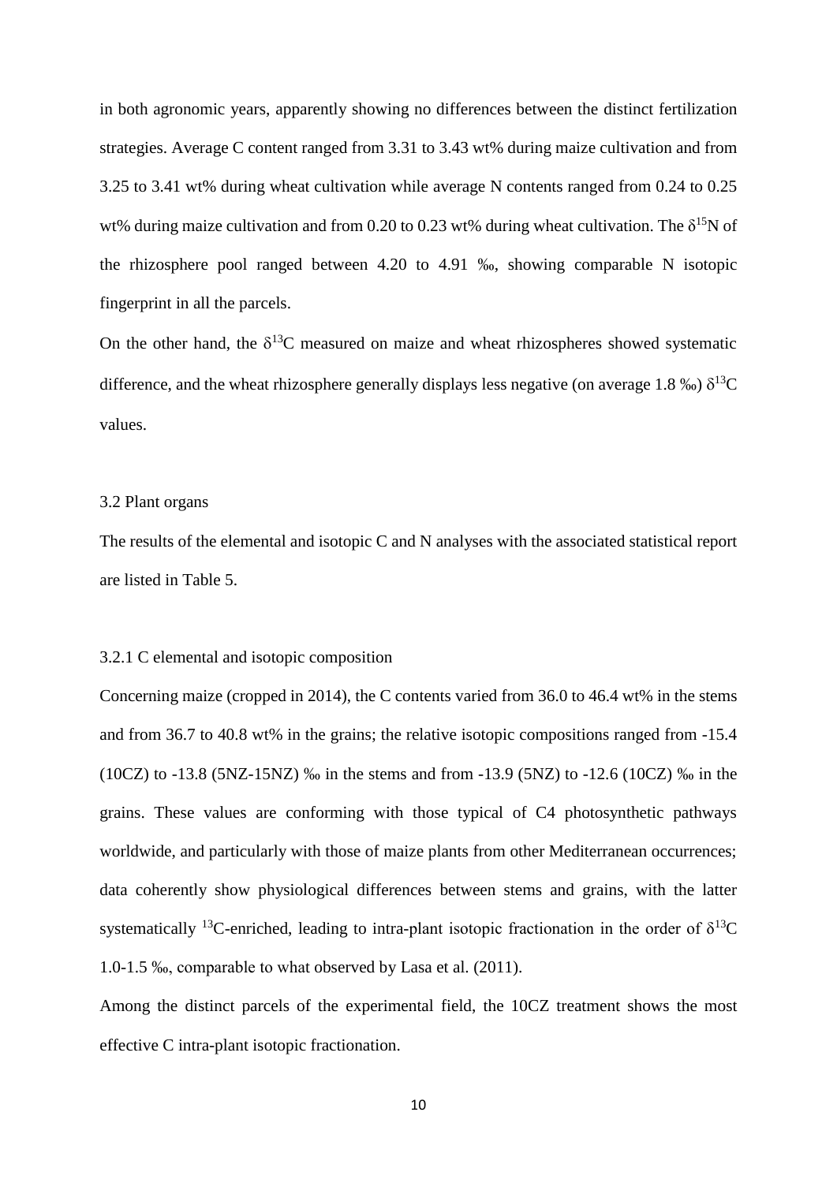in both agronomic years, apparently showing no differences between the distinct fertilization strategies. Average C content ranged from 3.31 to 3.43 wt% during maize cultivation and from 3.25 to 3.41 wt% during wheat cultivation while average N contents ranged from 0.24 to 0.25 wt% during maize cultivation and from 0.20 to 0.23 wt% during wheat cultivation. The $\delta^{15}N$ of the rhizosphere pool ranged between 4.20 to 4.91 ‰, showing comparable N isotopic fingerprint in all the parcels.

On the other hand, the $\delta^{13}C$ measured on maize and wheat rhizospheres showed systematic difference, and the wheat rhizosphere generally displays less negative (on average 1.8 ‰) $\delta^{13}C$ values.

### 3.2 Plant organs

The results of the elemental and isotopic C and N analyses with the associated statistical report are listed in Table 5.

#### 3.2.1 C elemental and isotopic composition

Concerning maize (cropped in 2014), the C contents varied from 36.0 to 46.4 wt% in the stems and from 36.7 to 40.8 wt% in the grains; the relative isotopic compositions ranged from -15.4 (10CZ) to -13.8 (5NZ-15NZ) ‰ in the stems and from -13.9 (5NZ) to -12.6 (10CZ) ‰ in the grains. These values are conforming with those typical of C4 photosynthetic pathways worldwide, and particularly with those of maize plants from other Mediterranean occurrences; data coherently show physiological differences between stems and grains, with the latter systematically $^{13}C$-enriched, leading to intra-plant isotopic fractionation in the order of $\delta^{13}C$ 1.0-1.5 ‰, comparable to what observed by Lasa et al. (2011).

Among the distinct parcels of the experimental field, the 10CZ treatment shows the most effective C intra-plant isotopic fractionation.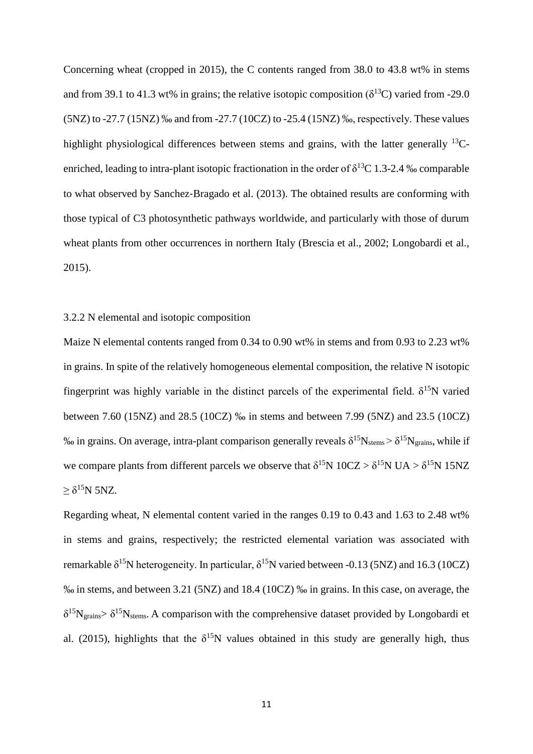Concerning wheat (cropped in 2015), the C contents ranged from 38.0 to 43.8 wt% in stems and from 39.1 to 41.3 wt% in grains; the relative isotopic composition ($\delta^{13}C$) varied from -29.0 (5NZ) to -27.7 (15NZ) ‰ and from -27.7 (10CZ) to -25.4 (15NZ) ‰, respectively. These values highlight physiological differences between stems and grains, with the latter generally $^{13}C$-enriched, leading to intra-plant isotopic fractionation in the order of $\delta^{13}C$ 1.3-2.4 ‰ comparable to what observed by Sanchez-Bragado et al. (2013). The obtained results are conforming with those typical of C3 photosynthetic pathways worldwide, and particularly with those of durum wheat plants from other occurrences in northern Italy (Brescia et al., 2002; Longobardi et al., 2015).

### 3.2.2 N elemental and isotopic composition

Maize N elemental contents ranged from 0.34 to 0.90 wt% in stems and from 0.93 to 2.23 wt% in grains. In spite of the relatively homogeneous elemental composition, the relative N isotopic fingerprint was highly variable in the distinct parcels of the experimental field. $\delta^{15}N$ varied between 7.60 (15NZ) and 28.5 (10CZ) ‰ in stems and between 7.99 (5NZ) and 23.5 (10CZ) ‰ in grains. On average, intra-plant comparison generally reveals $\delta^{15}N_{stems} > \delta^{15}N_{grains}$, while if we compare plants from different parcels we observe that $\delta^{15}N$ 10CZ > $\delta^{15}N$ UA > $\delta^{15}N$ 15NZ $\geq$ $\delta^{15}N$ 5NZ.

Regarding wheat, N elemental content varied in the ranges 0.19 to 0.43 and 1.63 to 2.48 wt% in stems and grains, respectively; the restricted elemental variation was associated with remarkable $\delta^{15}N$ heterogeneity. In particular, $\delta^{15}N$ varied between -0.13 (5NZ) and 16.3 (10CZ) ‰ in stems, and between 3.21 (5NZ) and 18.4 (10CZ) ‰ in grains. In this case, on average, the $\delta^{15}N_{grains} > \delta^{15}N_{stems}$. A comparison with the comprehensive dataset provided by Longobardi et al. (2015), highlights that the $\delta^{15}N$ values obtained in this study are generally high, thus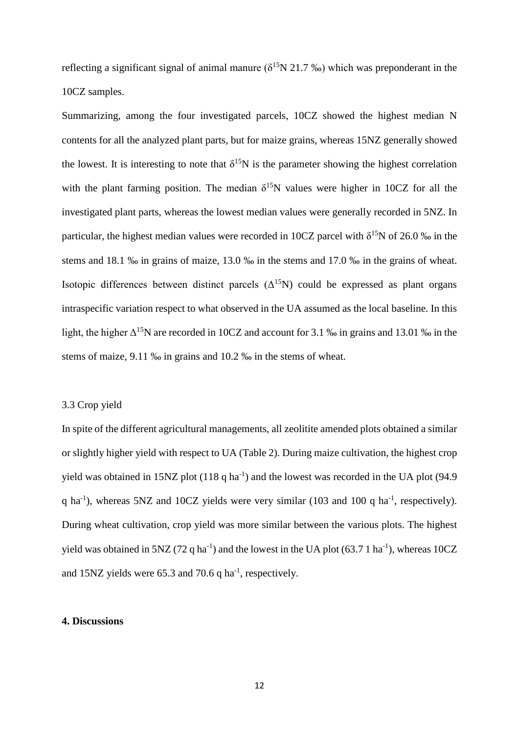reflecting a significant signal of animal manure ($\delta^{15}N$ 21.7 ‰) which was preponderant in the 10CZ samples.

Summarizing, among the four investigated parcels, 10CZ showed the highest median N contents for all the analyzed plant parts, but for maize grains, whereas 15NZ generally showed the lowest. It is interesting to note that $\delta^{15}N$ is the parameter showing the highest correlation with the plant farming position. The median $\delta^{15}N$ values were higher in 10CZ for all the investigated plant parts, whereas the lowest median values were generally recorded in 5NZ. In particular, the highest median values were recorded in 10CZ parcel with $\delta^{15}N$ of 26.0 ‰ in the stems and 18.1 ‰ in grains of maize, 13.0 ‰ in the stems and 17.0 ‰ in the grains of wheat. Isotopic differences between distinct parcels ($\Delta^{15}N$) could be expressed as plant organs intraspecific variation respect to what observed in the UA assumed as the local baseline. In this light, the higher $\Delta^{15}N$ are recorded in 10CZ and account for 3.1 ‰ in grains and 13.01 ‰ in the stems of maize, 9.11 ‰ in grains and 10.2 ‰ in the stems of wheat.

### 3.3 Crop yield

In spite of the different agricultural managements, all zeolitite amended plots obtained a similar or slightly higher yield with respect to UA (Table 2). During maize cultivation, the highest crop yield was obtained in 15NZ plot (118 q $ha^{-1}$) and the lowest was recorded in the UA plot (94.9 q $ha^{-1}$), whereas 5NZ and 10CZ yields were very similar (103 and 100 q $ha^{-1}$, respectively). During wheat cultivation, crop yield was more similar between the various plots. The highest yield was obtained in 5NZ (72 q $ha^{-1}$) and the lowest in the UA plot (63.7 1 $ha^{-1}$), whereas 10CZ and 15NZ yields were 65.3 and 70.6 q $ha^{-1}$, respectively.

## 4. Discussions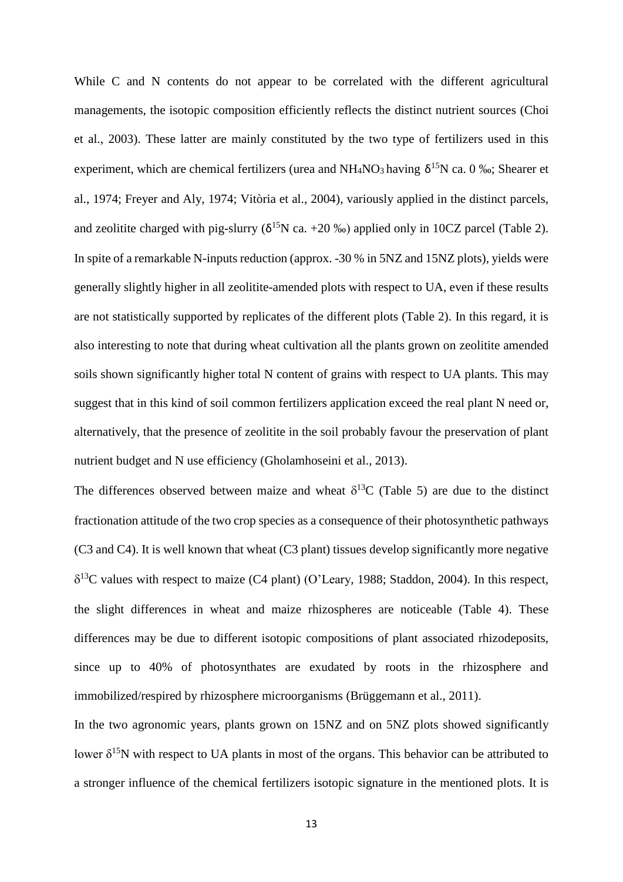While C and N contents do not appear to be correlated with the different agricultural managements, the isotopic composition efficiently reflects the distinct nutrient sources (Choi et al., 2003). These latter are mainly constituted by the two type of fertilizers used in this experiment, which are chemical fertilizers (urea and $NH_4NO_3$ having $\delta^{15}N$ ca. 0 ‰; Shearer et al., 1974; Freyer and Aly, 1974; Vitòria et al., 2004), variously applied in the distinct parcels, and zeolitite charged with pig-slurry ($\delta^{15}N$ ca. +20 ‰) applied only in 10CZ parcel (Table 2). In spite of a remarkable N-inputs reduction (approx. -30 % in 5NZ and 15NZ plots), yields were generally slightly higher in all zeolitite-amended plots with respect to UA, even if these results are not statistically supported by replicates of the different plots (Table 2). In this regard, it is also interesting to note that during wheat cultivation all the plants grown on zeolitite amended soils shown significantly higher total N content of grains with respect to UA plants. This may suggest that in this kind of soil common fertilizers application exceed the real plant N need or, alternatively, that the presence of zeolitite in the soil probably favour the preservation of plant nutrient budget and N use efficiency (Gholamhoseini et al., 2013).

The differences observed between maize and wheat $\delta^{13}C$ (Table 5) are due to the distinct fractionation attitude of the two crop species as a consequence of their photosynthetic pathways (C3 and C4). It is well known that wheat (C3 plant) tissues develop significantly more negative $\delta^{13}C$ values with respect to maize (C4 plant) (O'Leary, 1988; Staddon, 2004). In this respect, the slight differences in wheat and maize rhizospheres are noticeable (Table 4). These differences may be due to different isotopic compositions of plant associated rhizodeposits, since up to 40% of photosynthates are exudated by roots in the rhizosphere and immobilized/respired by rhizosphere microorganisms (Brüggemann et al., 2011).

In the two agronomic years, plants grown on 15NZ and on 5NZ plots showed significantly lower $\delta^{15}N$ with respect to UA plants in most of the organs. This behavior can be attributed to a stronger influence of the chemical fertilizers isotopic signature in the mentioned plots. It is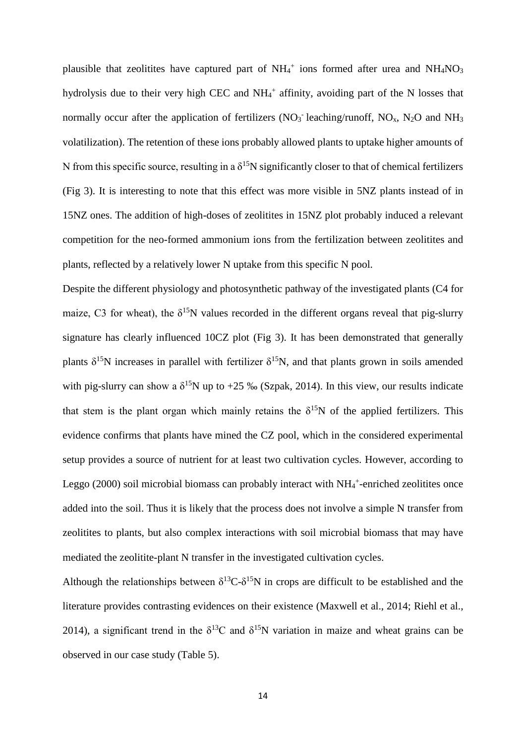plausible that zeolitites have captured part of $NH_4^+$ ions formed after urea and $NH_4NO_3$ hydrolysis due to their very high CEC and $NH_4^+$ affinity, avoiding part of the N losses that normally occur after the application of fertilizers ($NO_3^-$ leaching/runoff, $NO_x$, $N_2O$ and $NH_3$ volatilization). The retention of these ions probably allowed plants to uptake higher amounts of N from this specific source, resulting in a $\delta^{15}N$ significantly closer to that of chemical fertilizers (Fig 3). It is interesting to note that this effect was more visible in 5NZ plants instead of in 15NZ ones. The addition of high-doses of zeolitites in 15NZ plot probably induced a relevant competition for the neo-formed ammonium ions from the fertilization between zeolitites and plants, reflected by a relatively lower N uptake from this specific N pool.

Despite the different physiology and photosynthetic pathway of the investigated plants (C4 for maize, C3 for wheat), the $\delta^{15}N$ values recorded in the different organs reveal that pig-slurry signature has clearly influenced 10CZ plot (Fig 3). It has been demonstrated that generally plants $\delta^{15}N$ increases in parallel with fertilizer $\delta^{15}N$, and that plants grown in soils amended with pig-slurry can show a $\delta^{15}N$ up to +25 ‰ (Szpak, 2014). In this view, our results indicate that stem is the plant organ which mainly retains the $\delta^{15}N$ of the applied fertilizers. This evidence confirms that plants have mined the CZ pool, which in the considered experimental setup provides a source of nutrient for at least two cultivation cycles. However, according to Leggo (2000) soil microbial biomass can probably interact with $NH_4^+$-enriched zeolitites once added into the soil. Thus it is likely that the process does not involve a simple N transfer from zeolitites to plants, but also complex interactions with soil microbial biomass that may have mediated the zeolitite-plant N transfer in the investigated cultivation cycles.

Although the relationships between $\delta^{13}C$-$\delta^{15}N$ in crops are difficult to be established and the literature provides contrasting evidences on their existence (Maxwell et al., 2014; Riehl et al., 2014), a significant trend in the $\delta^{13}C$ and $\delta^{15}N$ variation in maize and wheat grains can be observed in our case study (Table 5).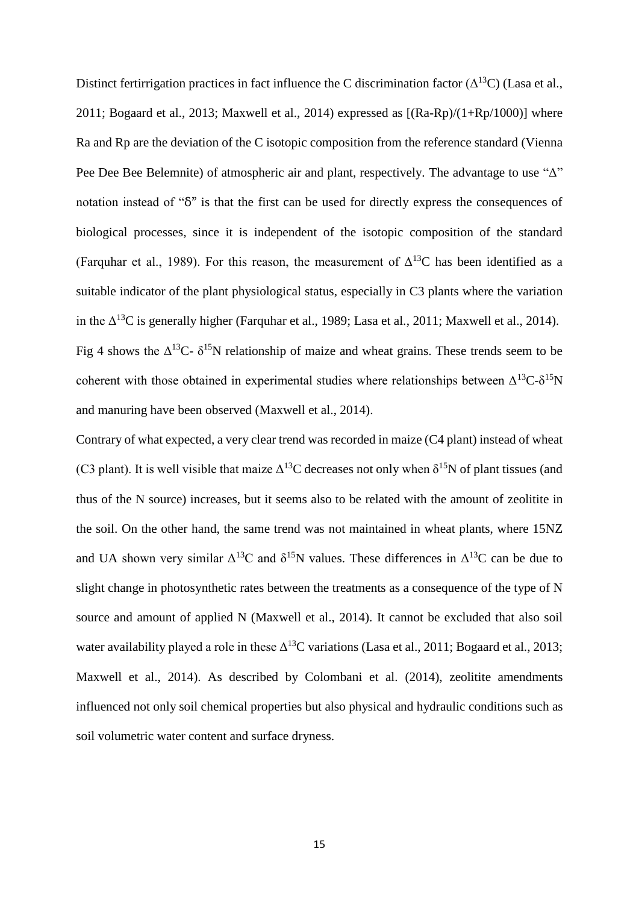Distinct fertirrigation practices in fact influence the C discrimination factor ($\Delta^{13}C$) (Lasa et al., 2011; Bogaard et al., 2013; Maxwell et al., 2014) expressed as $[(Ra\text{-}Rp)/(1+Rp/1000)]$ where Ra and Rp are the deviation of the C isotopic composition from the reference standard (Vienna Pee Dee Bee Belemnite) of atmospheric air and plant, respectively. The advantage to use "$\Delta$" notation instead of "$\delta$" is that the first can be used for directly express the consequences of biological processes, since it is independent of the isotopic composition of the standard (Farquhar et al., 1989). For this reason, the measurement of $\Delta^{13}C$ has been identified as a suitable indicator of the plant physiological status, especially in C3 plants where the variation in the $\Delta^{13}C$ is generally higher (Farquhar et al., 1989; Lasa et al., 2011; Maxwell et al., 2014). Fig 4 shows the $\Delta^{13}C$- $\delta^{15}N$ relationship of maize and wheat grains. These trends seem to be coherent with those obtained in experimental studies where relationships between $\Delta^{13}C$-$\delta^{15}N$ and manuring have been observed (Maxwell et al., 2014).

Contrary of what expected, a very clear trend was recorded in maize (C4 plant) instead of wheat (C3 plant). It is well visible that maize $\Delta^{13}C$ decreases not only when $\delta^{15}N$ of plant tissues (and thus of the N source) increases, but it seems also to be related with the amount of zeolitite in the soil. On the other hand, the same trend was not maintained in wheat plants, where 15NZ and UA shown very similar $\Delta^{13}C$ and $\delta^{15}N$ values. These differences in $\Delta^{13}C$ can be due to slight change in photosynthetic rates between the treatments as a consequence of the type of N source and amount of applied N (Maxwell et al., 2014). It cannot be excluded that also soil water availability played a role in these $\Delta^{13}C$ variations (Lasa et al., 2011; Bogaard et al., 2013; Maxwell et al., 2014). As described by Colombani et al. (2014), zeolitite amendments influenced not only soil chemical properties but also physical and hydraulic conditions such as soil volumetric water content and surface dryness.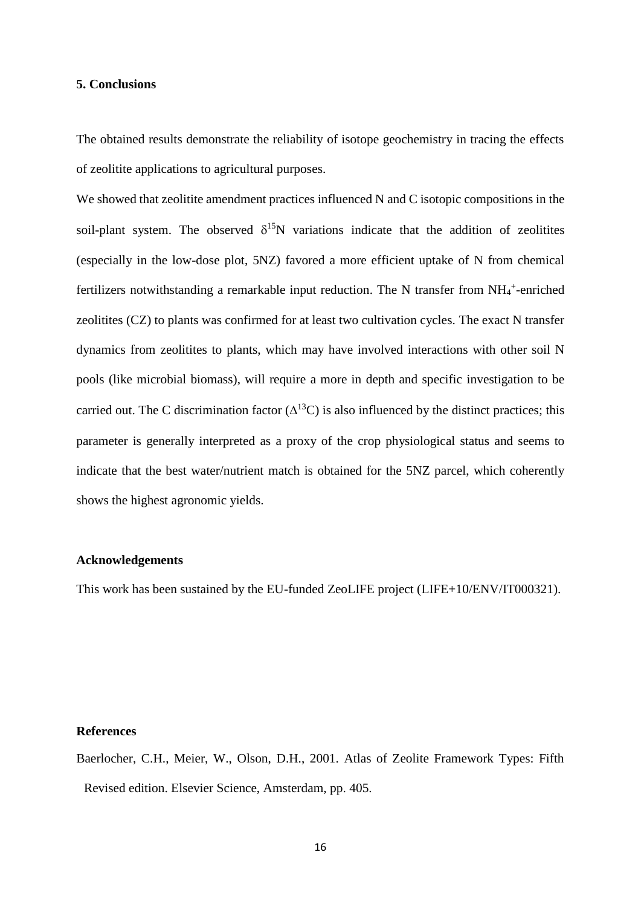## 5. Conclusions

The obtained results demonstrate the reliability of isotope geochemistry in tracing the effects of zeolitite applications to agricultural purposes.

We showed that zeolitite amendment practices influenced N and C isotopic compositions in the soil-plant system. The observed $\delta^{15}N$ variations indicate that the addition of zeolitites (especially in the low-dose plot, 5NZ) favored a more efficient uptake of N from chemical fertilizers notwithstanding a remarkable input reduction. The N transfer from $NH_4^+$-enriched zeolitites (CZ) to plants was confirmed for at least two cultivation cycles. The exact N transfer dynamics from zeolitites to plants, which may have involved interactions with other soil N pools (like microbial biomass), will require a more in depth and specific investigation to be carried out. The C discrimination factor ($\Delta^{13}C$) is also influenced by the distinct practices; this parameter is generally interpreted as a proxy of the crop physiological status and seems to indicate that the best water/nutrient match is obtained for the 5NZ parcel, which coherently shows the highest agronomic yields.

## Acknowledgements

This work has been sustained by the EU-funded ZeoLIFE project (LIFE+10/ENV/IT000321).

## References

Baerlocher, C.H., Meier, W., Olson, D.H., 2001. Atlas of Zeolite Framework Types: Fifth Revised edition. Elsevier Science, Amsterdam, pp. 405.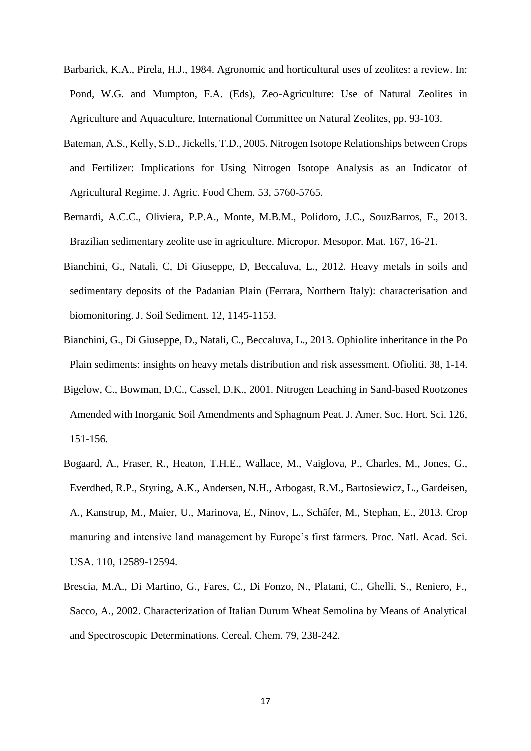Barbarick, K.A., Pirela, H.J., 1984. Agronomic and horticultural uses of zeolites: a review. In: Pond, W.G. and Mumpton, F.A. (Eds), Zeo-Agriculture: Use of Natural Zeolites in Agriculture and Aquaculture, International Committee on Natural Zeolites, pp. 93-103.

Bateman, A.S., Kelly, S.D., Jickells, T.D., 2005. Nitrogen Isotope Relationships between Crops and Fertilizer: Implications for Using Nitrogen Isotope Analysis as an Indicator of Agricultural Regime. J. Agric. Food Chem. 53, 5760-5765.

Bernardi, A.C.C., Oliviera, P.P.A., Monte, M.B.M., Polidoro, J.C., SouzBarros, F., 2013. Brazilian sedimentary zeolite use in agriculture. Micropor. Mesopor. Mat. 167, 16-21.

Bianchini, G., Natali, C, Di Giuseppe, D, Beccaluva, L., 2012. Heavy metals in soils and sedimentary deposits of the Padanian Plain (Ferrara, Northern Italy): characterisation and biomonitoring. J. Soil Sediment. 12, 1145-1153.

Bianchini, G., Di Giuseppe, D., Natali, C., Beccaluva, L., 2013. Ophiolite inheritance in the Po Plain sediments: insights on heavy metals distribution and risk assessment. Ofioliti. 38, 1-14.

Bigelow, C., Bowman, D.C., Cassel, D.K., 2001. Nitrogen Leaching in Sand-based Rootzones Amended with Inorganic Soil Amendments and Sphagnum Peat. J. Amer. Soc. Hort. Sci. 126, 151-156.

Bogaard, A., Fraser, R., Heaton, T.H.E., Wallace, M., Vaiglova, P., Charles, M., Jones, G., Everdhed, R.P., Styring, A.K., Andersen, N.H., Arbogast, R.M., Bartosiewicz, L., Gardeisen, A., Kanstrup, M., Maier, U., Marinova, E., Ninov, L., Schäfer, M., Stephan, E., 2013. Crop manuring and intensive land management by Europe's first farmers. Proc. Natl. Acad. Sci. USA. 110, 12589-12594.

Brescia, M.A., Di Martino, G., Fares, C., Di Fonzo, N., Platani, C., Ghelli, S., Reniero, F., Sacco, A., 2002. Characterization of Italian Durum Wheat Semolina by Means of Analytical and Spectroscopic Determinations. Cereal. Chem. 79, 238-242.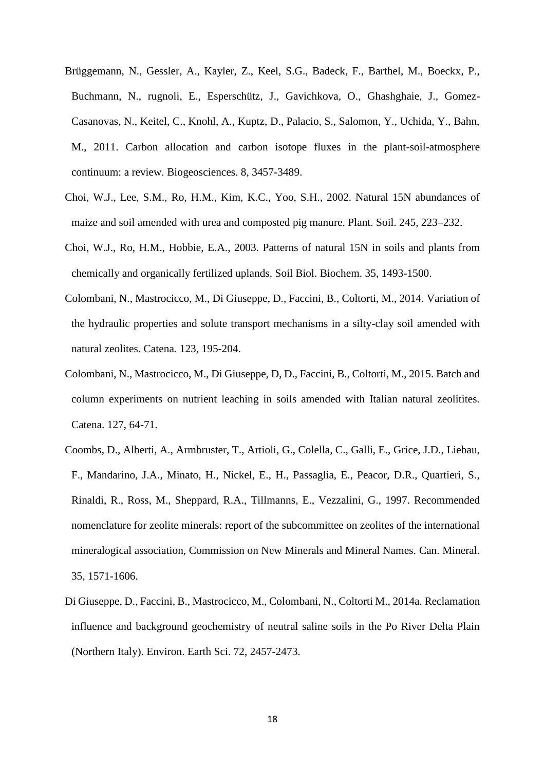Brüggemann, N., Gessler, A., Kayler, Z., Keel, S.G., Badeck, F., Barthel, M., Boeckx, P., Buchmann, N., rugnoli, E., Esperschütz, J., Gavichkova, O., Ghashghaie, J., Gomez-Casanovas, N., Keitel, C., Knohl, A., Kuptz, D., Palacio, S., Salomon, Y., Uchida, Y., Bahn, M., 2011. Carbon allocation and carbon isotope fluxes in the plant-soil-atmosphere continuum: a review. Biogeosciences. 8, 3457-3489.

Choi, W.J., Lee, S.M., Ro, H.M., Kim, K.C., Yoo, S.H., 2002. Natural 15N abundances of maize and soil amended with urea and composted pig manure. Plant. Soil. 245, 223–232.

Choi, W.J., Ro, H.M., Hobbie, E.A., 2003. Patterns of natural 15N in soils and plants from chemically and organically fertilized uplands. Soil Biol. Biochem. 35, 1493-1500.

Colombani, N., Mastrocicco, M., Di Giuseppe, D., Faccini, B., Coltorti, M., 2014. Variation of the hydraulic properties and solute transport mechanisms in a silty-clay soil amended with natural zeolites. Catena. 123, 195-204.

Colombani, N., Mastrocicco, M., Di Giuseppe, D, D., Faccini, B., Coltorti, M., 2015. Batch and column experiments on nutrient leaching in soils amended with Italian natural zeolitites. Catena. 127, 64-71.

Coombs, D., Alberti, A., Armbruster, T., Artioli, G., Colella, C., Galli, E., Grice, J.D., Liebau, F., Mandarino, J.A., Minato, H., Nickel, E., H., Passaglia, E., Peacor, D.R., Quartieri, S., Rinaldi, R., Ross, M., Sheppard, R.A., Tillmanns, E., Vezzalini, G., 1997. Recommended nomenclature for zeolite minerals: report of the subcommittee on zeolites of the international mineralogical association, Commission on New Minerals and Mineral Names. Can. Mineral. 35, 1571-1606.

Di Giuseppe, D., Faccini, B., Mastrocicco, M., Colombani, N., Coltorti M., 2014a. Reclamation influence and background geochemistry of neutral saline soils in the Po River Delta Plain (Northern Italy). Environ. Earth Sci. 72, 2457-2473.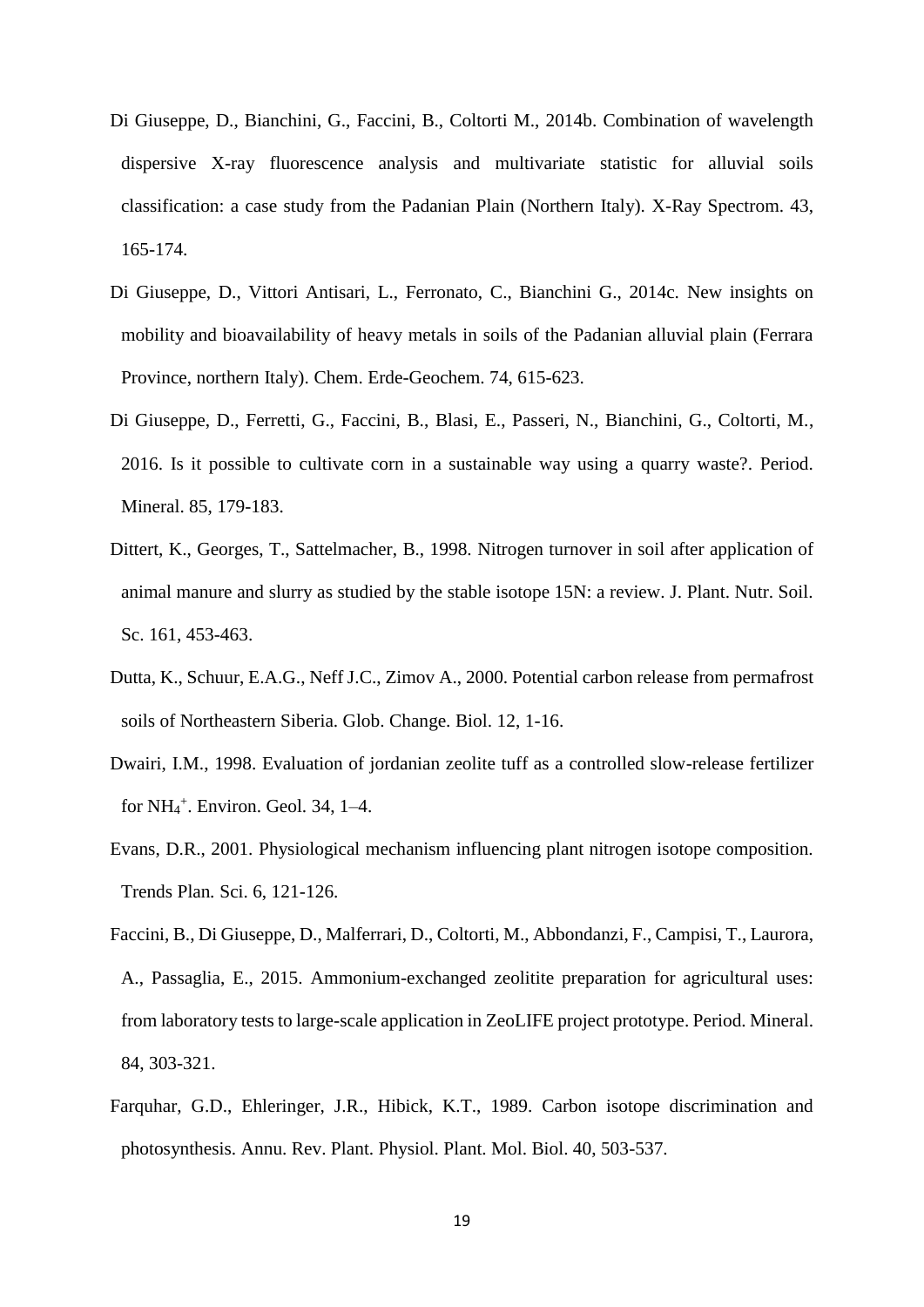Di Giuseppe, D., Bianchini, G., Faccini, B., Coltorti M., 2014b. Combination of wavelength dispersive X-ray fluorescence analysis and multivariate statistic for alluvial soils classification: a case study from the Padanian Plain (Northern Italy). X-Ray Spectrom. 43, 165-174.

Di Giuseppe, D., Vittori Antisari, L., Ferronato, C., Bianchini G., 2014c. New insights on mobility and bioavailability of heavy metals in soils of the Padanian alluvial plain (Ferrara Province, northern Italy). Chem. Erde-Geochem. 74, 615-623.

Di Giuseppe, D., Ferretti, G., Faccini, B., Blasi, E., Passeri, N., Bianchini, G., Coltorti, M., 2016. Is it possible to cultivate corn in a sustainable way using a quarry waste?. Period. Mineral. 85, 179-183.

Dittert, K., Georges, T., Sattelmacher, B., 1998. Nitrogen turnover in soil after application of animal manure and slurry as studied by the stable isotope 15N: a review. J. Plant. Nutr. Soil. Sc. 161, 453-463.

Dutta, K., Schuur, E.A.G., Neff J.C., Zimov A., 2000. Potential carbon release from permafrost soils of Northeastern Siberia. Glob. Change. Biol. 12, 1-16.

Dwairi, I.M., 1998. Evaluation of jordanian zeolite tuff as a controlled slow-release fertilizer for $NH_4^+$. Environ. Geol. 34, 1–4.

Evans, D.R., 2001. Physiological mechanism influencing plant nitrogen isotope composition. Trends Plan. Sci. 6, 121-126.

Faccini, B., Di Giuseppe, D., Malferrari, D., Coltorti, M., Abbondanzi, F., Campisi, T., Laurora, A., Passaglia, E., 2015. Ammonium-exchanged zeolitite preparation for agricultural uses: from laboratory tests to large-scale application in ZeoLIFE project prototype. Period. Mineral. 84, 303-321.

Farquhar, G.D., Ehleringer, J.R., Hibick, K.T., 1989. Carbon isotope discrimination and photosynthesis. Annu. Rev. Plant. Physiol. Plant. Mol. Biol. 40, 503-537.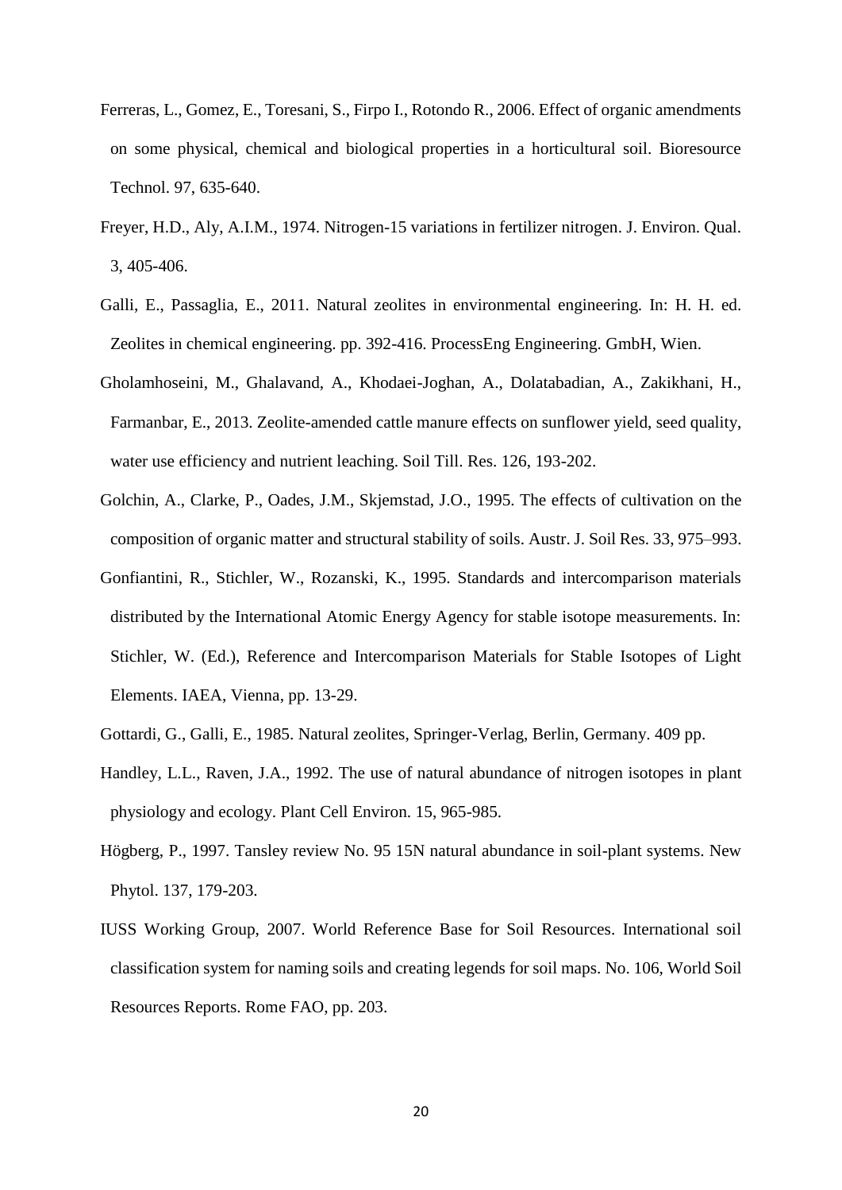Ferreras, L., Gomez, E., Toresani, S., Firpo I., Rotondo R., 2006. Effect of organic amendments on some physical, chemical and biological properties in a horticultural soil. Bioresource Technol. 97, 635-640.

Freyer, H.D., Aly, A.I.M., 1974. Nitrogen-15 variations in fertilizer nitrogen. J. Environ. Qual. 3, 405-406.

Galli, E., Passaglia, E., 2011. Natural zeolites in environmental engineering. In: H. H. ed. Zeolites in chemical engineering. pp. 392-416. ProcessEng Engineering. GmbH, Wien.

Gholamhoseini, M., Ghalavand, A., Khodaei-Joghan, A., Dolatabadian, A., Zakikhani, H., Farmanbar, E., 2013. Zeolite-amended cattle manure effects on sunflower yield, seed quality, water use efficiency and nutrient leaching. Soil Till. Res. 126, 193-202.

Golchin, A., Clarke, P., Oades, J.M., Skjemstad, J.O., 1995. The effects of cultivation on the composition of organic matter and structural stability of soils. Austr. J. Soil Res. 33, 975–993.

Gonfiantini, R., Stichler, W., Rozanski, K., 1995. Standards and intercomparison materials distributed by the International Atomic Energy Agency for stable isotope measurements. In: Stichler, W. (Ed.), Reference and Intercomparison Materials for Stable Isotopes of Light Elements. IAEA, Vienna, pp. 13-29.

Gottardi, G., Galli, E., 1985. Natural zeolites, Springer-Verlag, Berlin, Germany. 409 pp.

Handley, L.L., Raven, J.A., 1992. The use of natural abundance of nitrogen isotopes in plant physiology and ecology. Plant Cell Environ. 15, 965-985.

Högberg, P., 1997. Tansley review No. 95 15N natural abundance in soil-plant systems. New Phytol. 137, 179-203.

IUSS Working Group, 2007. World Reference Base for Soil Resources. International soil classification system for naming soils and creating legends for soil maps. No. 106, World Soil Resources Reports. Rome FAO, pp. 203.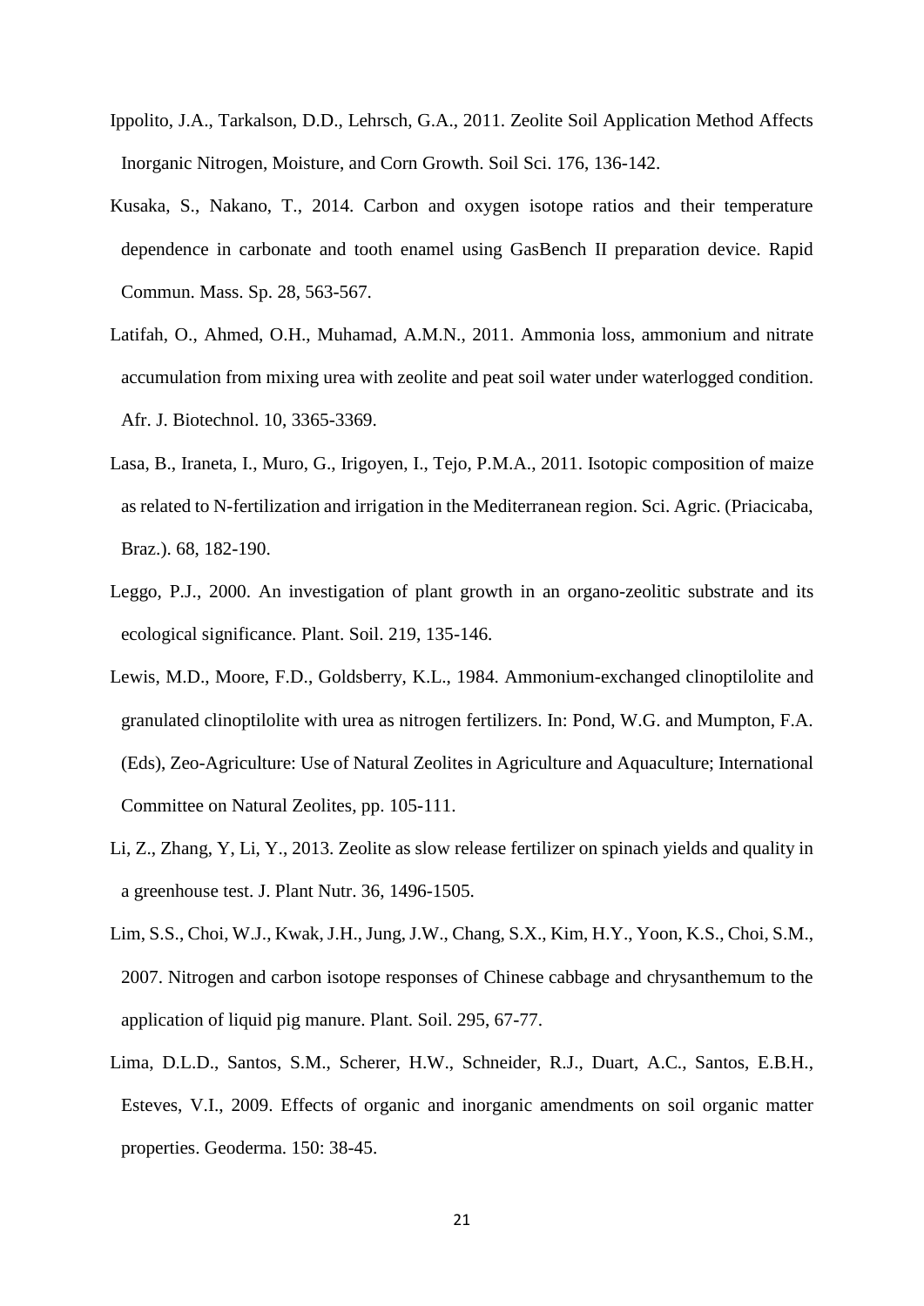Ippolito, J.A., Tarkalson, D.D., Lehrsch, G.A., 2011. Zeolite Soil Application Method Affects Inorganic Nitrogen, Moisture, and Corn Growth. Soil Sci. 176, 136-142.

Kusaka, S., Nakano, T., 2014. Carbon and oxygen isotope ratios and their temperature dependence in carbonate and tooth enamel using GasBench II preparation device. Rapid Commun. Mass. Sp. 28, 563-567.

Latifah, O., Ahmed, O.H., Muhamad, A.M.N., 2011. Ammonia loss, ammonium and nitrate accumulation from mixing urea with zeolite and peat soil water under waterlogged condition. Afr. J. Biotechnol. 10, 3365-3369.

Lasa, B., Iraneta, I., Muro, G., Irigoyen, I., Tejo, P.M.A., 2011. Isotopic composition of maize as related to N-fertilization and irrigation in the Mediterranean region. Sci. Agric. (Priacicaba, Braz.). 68, 182-190.

Leggo, P.J., 2000. An investigation of plant growth in an organo-zeolitic substrate and its ecological significance. Plant. Soil. 219, 135-146.

Lewis, M.D., Moore, F.D., Goldsberry, K.L., 1984. Ammonium-exchanged clinoptilolite and granulated clinoptilolite with urea as nitrogen fertilizers. In: Pond, W.G. and Mumpton, F.A. (Eds), Zeo-Agriculture: Use of Natural Zeolites in Agriculture and Aquaculture; International Committee on Natural Zeolites, pp. 105-111.

Li, Z., Zhang, Y, Li, Y., 2013. Zeolite as slow release fertilizer on spinach yields and quality in a greenhouse test. J. Plant Nutr. 36, 1496-1505.

Lim, S.S., Choi, W.J., Kwak, J.H., Jung, J.W., Chang, S.X., Kim, H.Y., Yoon, K.S., Choi, S.M., 2007. Nitrogen and carbon isotope responses of Chinese cabbage and chrysanthemum to the application of liquid pig manure. Plant. Soil. 295, 67-77.

Lima, D.L.D., Santos, S.M., Scherer, H.W., Schneider, R.J., Duart, A.C., Santos, E.B.H., Esteves, V.I., 2009. Effects of organic and inorganic amendments on soil organic matter properties. Geoderma. 150: 38-45.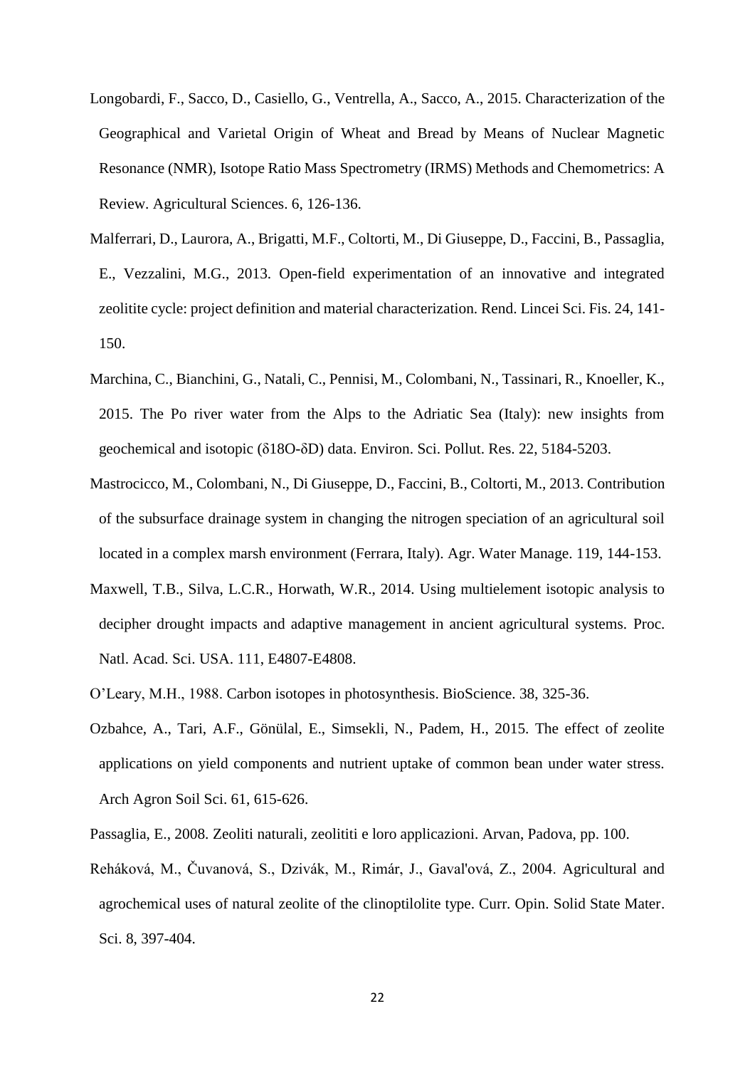Longobardi, F., Sacco, D., Casiello, G., Ventrella, A., Sacco, A., 2015. Characterization of the Geographical and Varietal Origin of Wheat and Bread by Means of Nuclear Magnetic Resonance (NMR), Isotope Ratio Mass Spectrometry (IRMS) Methods and Chemometrics: A Review. Agricultural Sciences. 6, 126-136.

Malferrari, D., Laurora, A., Brigatti, M.F., Coltorti, M., Di Giuseppe, D., Faccini, B., Passaglia, E., Vezzalini, M.G., 2013. Open-field experimentation of an innovative and integrated zeolitite cycle: project definition and material characterization. Rend. Lincei Sci. Fis. 24, 141-150.

Marchina, C., Bianchini, G., Natali, C., Pennisi, M., Colombani, N., Tassinari, R., Knoeller, K., 2015. The Po river water from the Alps to the Adriatic Sea (Italy): new insights from geochemical and isotopic ($\delta$18O-$\delta$D) data. Environ. Sci. Pollut. Res. 22, 5184-5203.

Mastrocicco, M., Colombani, N., Di Giuseppe, D., Faccini, B., Coltorti, M., 2013. Contribution of the subsurface drainage system in changing the nitrogen speciation of an agricultural soil located in a complex marsh environment (Ferrara, Italy). Agr. Water Manage. 119, 144-153.

Maxwell, T.B., Silva, L.C.R., Horwath, W.R., 2014. Using multielement isotopic analysis to decipher drought impacts and adaptive management in ancient agricultural systems. Proc. Natl. Acad. Sci. USA. 111, E4807-E4808.

O'Leary, M.H., 1988. Carbon isotopes in photosynthesis. BioScience. 38, 325-36.

Ozbahce, A., Tari, A.F., Gönülal, E., Simsekli, N., Padem, H., 2015. The effect of zeolite applications on yield components and nutrient uptake of common bean under water stress. Arch Agron Soil Sci. 61, 615-626.

Passaglia, E., 2008. Zeoliti naturali, zeolititi e loro applicazioni. Arvan, Padova, pp. 100.

Reháková, M., Čuvanová, S., Dzivák, M., Rimár, J., Gaval'ová, Z., 2004. Agricultural and agrochemical uses of natural zeolite of the clinoptilolite type. Curr. Opin. Solid State Mater. Sci. 8, 397-404.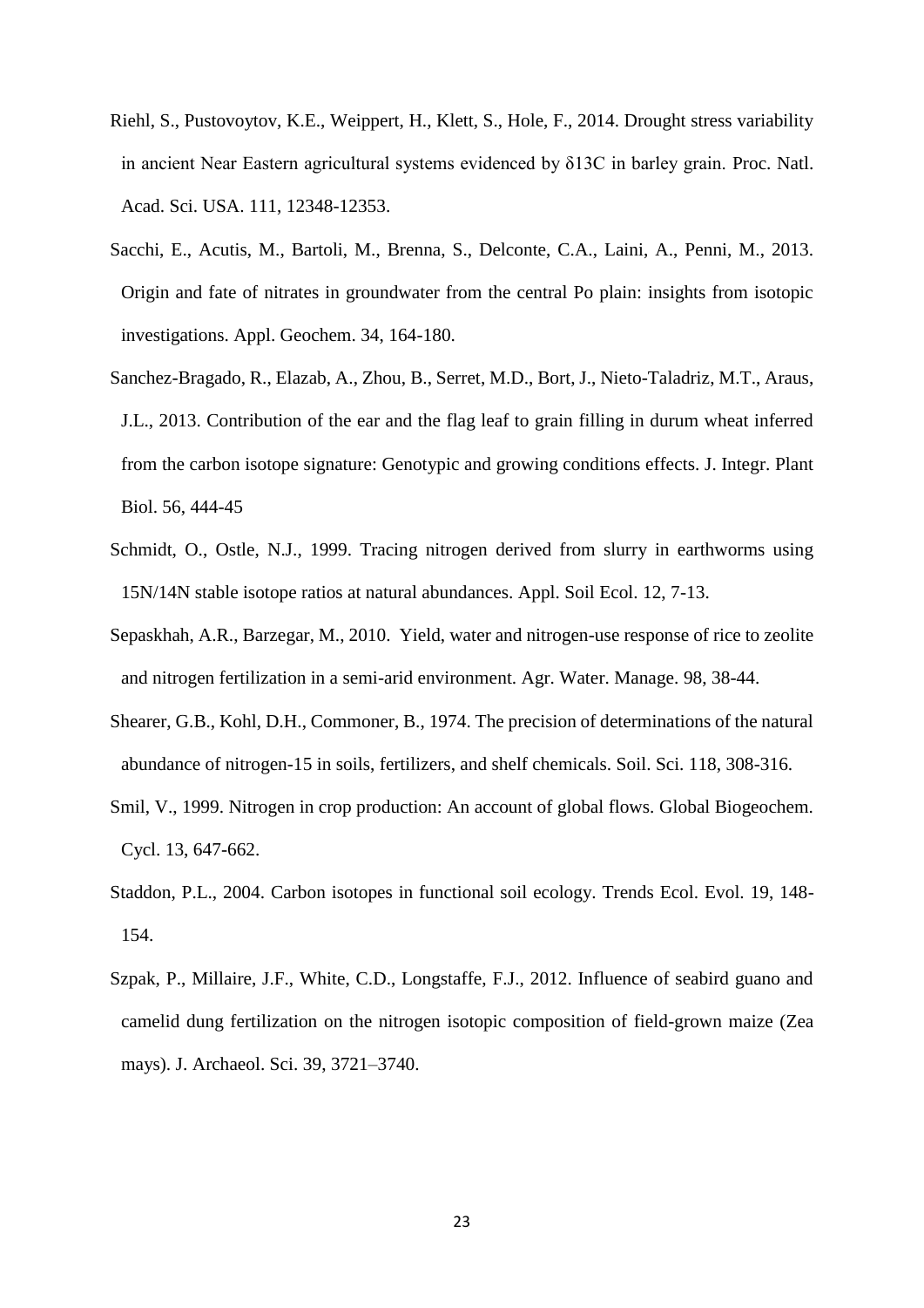Riehl, S., Pustovoytov, K.E., Weippert, H., Klett, S., Hole, F., 2014. Drought stress variability in ancient Near Eastern agricultural systems evidenced by $\delta$13C in barley grain. Proc. Natl. Acad. Sci. USA. 111, 12348-12353.

Sacchi, E., Acutis, M., Bartoli, M., Brenna, S., Delconte, C.A., Laini, A., Penni, M., 2013. Origin and fate of nitrates in groundwater from the central Po plain: insights from isotopic investigations. Appl. Geochem. 34, 164-180.

Sanchez-Bragado, R., Elazab, A., Zhou, B., Serret, M.D., Bort, J., Nieto-Taladriz, M.T., Araus, J.L., 2013. Contribution of the ear and the flag leaf to grain filling in durum wheat inferred from the carbon isotope signature: Genotypic and growing conditions effects. J. Integr. Plant Biol. 56, 444-45

Schmidt, O., Ostle, N.J., 1999. Tracing nitrogen derived from slurry in earthworms using 15N/14N stable isotope ratios at natural abundances. Appl. Soil Ecol. 12, 7-13.

Sepaskhah, A.R., Barzegar, M., 2010. Yield, water and nitrogen-use response of rice to zeolite and nitrogen fertilization in a semi-arid environment. Agr. Water. Manage. 98, 38-44.

Shearer, G.B., Kohl, D.H., Commoner, B., 1974. The precision of determinations of the natural abundance of nitrogen-15 in soils, fertilizers, and shelf chemicals. Soil. Sci. 118, 308-316.

Smil, V., 1999. Nitrogen in crop production: An account of global flows. Global Biogeochem. Cycl. 13, 647-662.

Staddon, P.L., 2004. Carbon isotopes in functional soil ecology. Trends Ecol. Evol. 19, 148-154.

Szpak, P., Millaire, J.F., White, C.D., Longstaffe, F.J., 2012. Influence of seabird guano and camelid dung fertilization on the nitrogen isotopic composition of field-grown maize (Zea mays). J. Archaeol. Sci. 39, 3721–3740.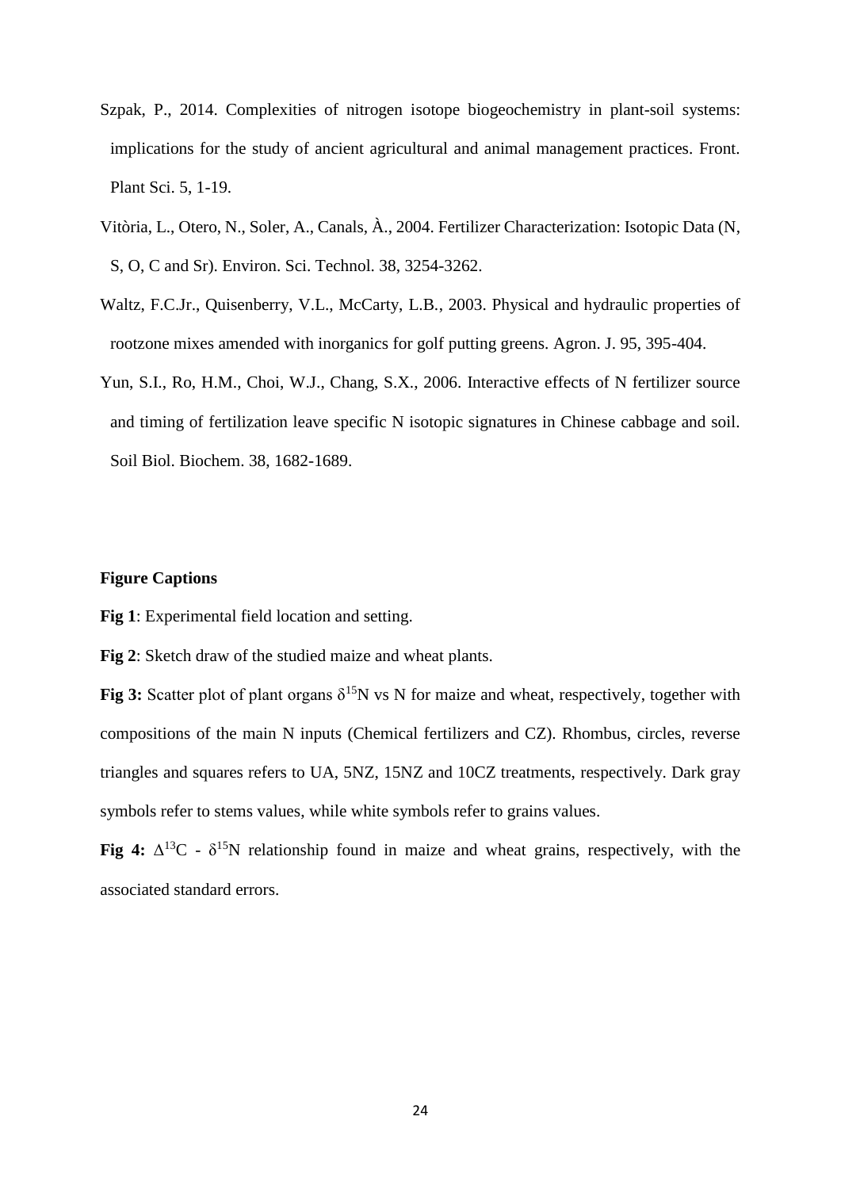Szpak, P., 2014. Complexities of nitrogen isotope biogeochemistry in plant-soil systems: implications for the study of ancient agricultural and animal management practices. Front. Plant Sci. 5, 1-19.

Vitòria, L., Otero, N., Soler, A., Canals, À., 2004. Fertilizer Characterization: Isotopic Data (N, S, O, C and Sr). Environ. Sci. Technol. 38, 3254-3262.

Waltz, F.C.Jr., Quisenberry, V.L., McCarty, L.B., 2003. Physical and hydraulic properties of rootzone mixes amended with inorganics for golf putting greens. Agron. J. 95, 395-404.

Yun, S.I., Ro, H.M., Choi, W.J., Chang, S.X., 2006. Interactive effects of N fertilizer source and timing of fertilization leave specific N isotopic signatures in Chinese cabbage and soil. Soil Biol. Biochem. 38, 1682-1689.

**Figure Captions**

**Fig 1**: Experimental field location and setting.

**Fig 2**: Sketch draw of the studied maize and wheat plants.

**Fig 3:** Scatter plot of plant organs $\delta^{15}N$ vs N for maize and wheat, respectively, together with compositions of the main N inputs (Chemical fertilizers and CZ). Rhombus, circles, reverse triangles and squares refers to UA, 5NZ, 15NZ and 10CZ treatments, respectively. Dark gray symbols refer to stems values, while white symbols refer to grains values.

**Fig 4:** $\Delta^{13}C$ - $\delta^{15}N$ relationship found in maize and wheat grains, respectively, with the associated standard errors.